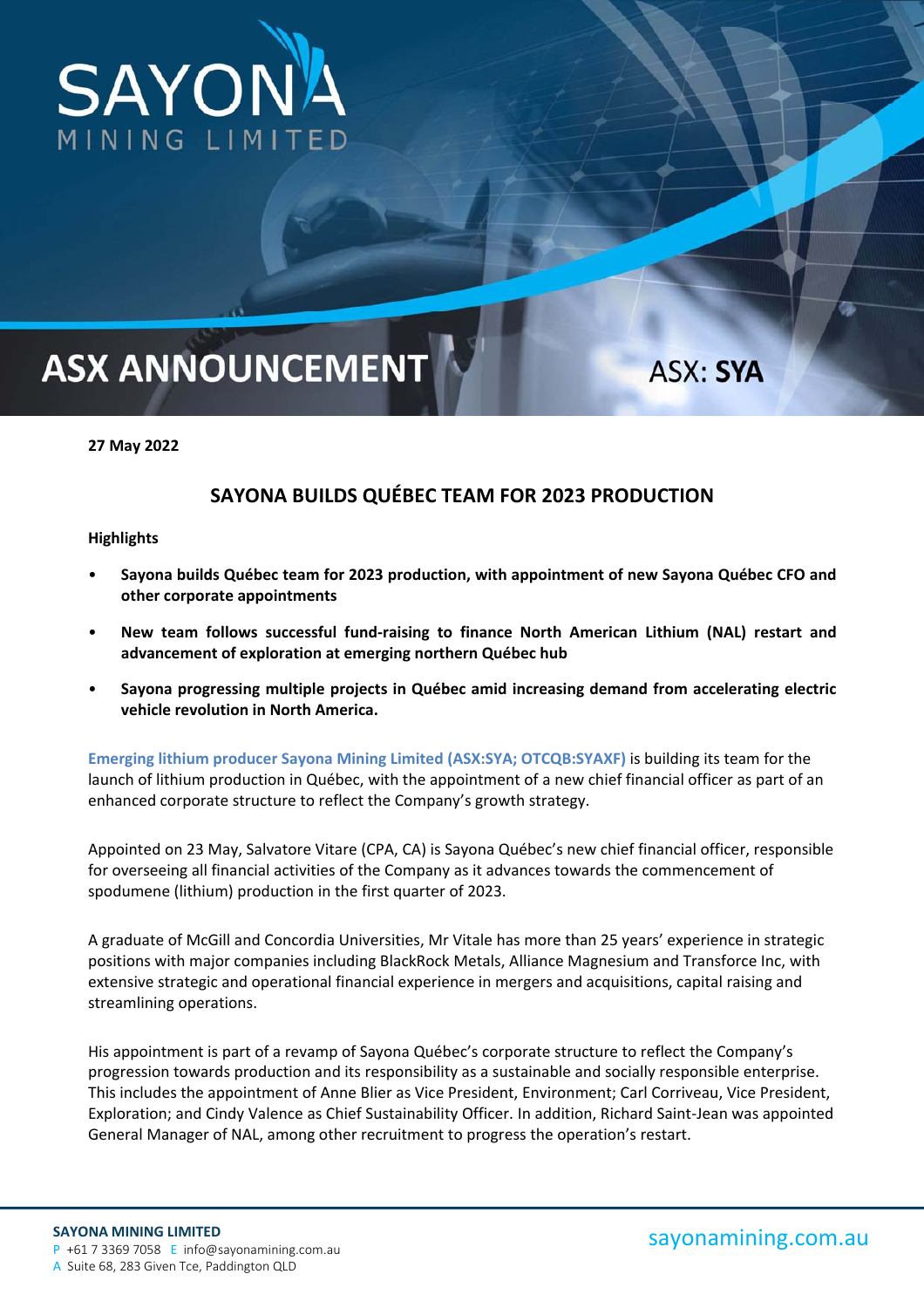# ASX ANNOUNCEMENT

ASX: **SYA**

**27 May 2022**

## SAYONA BUILDS QUÉBEC TEAM FOR 2023 PRODUCTION

**Highlights**

- **Sayona builds Québec team for 2023 production, with appointment of new Sayona Québec CFO and other corporate appointments**
- **New team follows successful fund-raising to finance North American Lithium (NAL) restart and advancement of exploration at emerging northern Québec hub**
- **Sayona progressing multiple projects in Québec amid increasing demand from accelerating electric vehicle revolution in North America.**

**Emerging lithium producer Sayona Mining Limited (ASX:SYA; OTCQB:SYAXF)** is building its team for the launch of lithium production in Québec, with the appointment of a new chief financial officer as part of an enhanced corporate structure to reflect the Company's growth strategy.

Appointed on 23 May, Salvatore Vitare (CPA, CA) is Sayona Québec's new chief financial officer, responsible for overseeing all financial activities of the Company as it advances towards the commencement of spodumene (lithium) production in the first quarter of 2023.

A graduate of McGill and Concordia Universities, Mr Vitale has more than 25 years' experience in strategic positions with major companies including BlackRock Metals, Alliance Magnesium and Transforce Inc, with extensive strategic and operational financial experience in mergers and acquisitions, capital raising and streamlining operations.

His appointment is part of a revamp of Sayona Québec's corporate structure to reflect the Company's progression towards production and its responsibility as a sustainable and socially responsible enterprise. This includes the appointment of Anne Blier as Vice President, Environment; Carl Corriveau, Vice President, Exploration; and Cindy Valence as Chief Sustainability Officer. In addition, Richard Saint-Jean was appointed General Manager of NAL, among other recruitment to progress the operation's restart.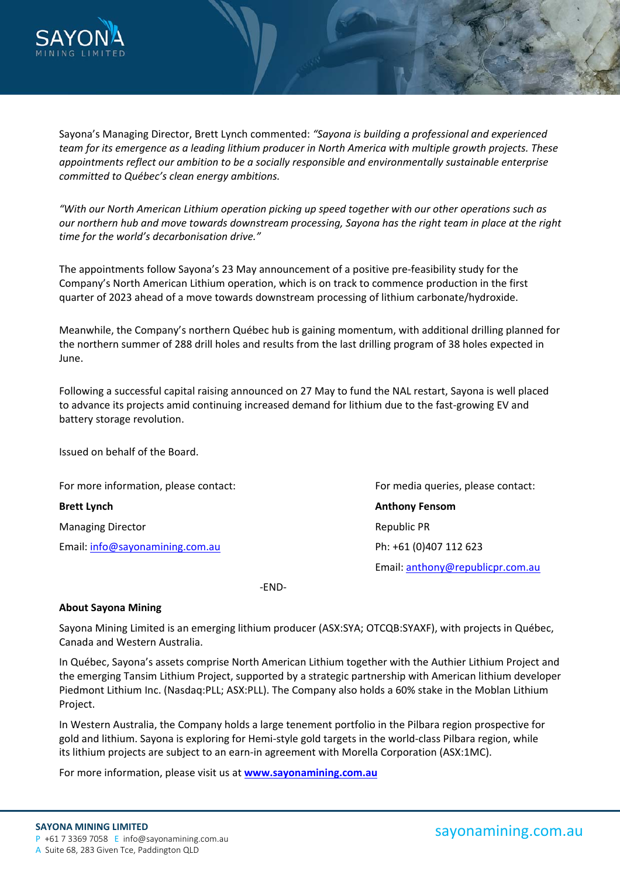Sayona's Managing Director, Brett Lynch commented: *"Sayona is building a professional and experienced team for its emergence as a leading lithium producer in North America with multiple growth projects. These appointments reflect our ambition to be a socially responsible and environmentally sustainable enterprise committed to Québec's clean energy ambitions.*

*"With our North American Lithium operation picking up speed together with our other operations such as our northern hub and move towards downstream processing, Sayona has the right team in place at the right time for the world's decarbonisation drive."*

The appointments follow Sayona's 23 May announcement of a positive pre-feasibility study for the Company's North American Lithium operation, which is on track to commence production in the first quarter of 2023 ahead of a move towards downstream processing of lithium carbonate/hydroxide.

Meanwhile, the Company's northern Québec hub is gaining momentum, with additional drilling planned for the northern summer of 288 drill holes and results from the last drilling program of 38 holes expected in June.

Following a successful capital raising announced on 27 May to fund the NAL restart, Sayona is well placed to advance its projects amid continuing increased demand for lithium due to the fast-growing EV and battery storage revolution.

Issued on behalf of the Board.

For more information, please contact:

**Brett Lynch**

Managing Director

Email: info@sayonamining.com.au

For media queries, please contact:

**Anthony Fensom**

Republic PR

Ph: +61 (0)407 112 623

Email: anthony@republicpr.com.au

-END-

**About Sayona Mining**

Sayona Mining Limited is an emerging lithium producer (ASX:SYA; OTCQB:SYAXF), with projects in Québec, Canada and Western Australia.

In Québec, Sayona's assets comprise North American Lithium together with the Authier Lithium Project and the emerging Tansim Lithium Project, supported by a strategic partnership with American lithium developer Piedmont Lithium Inc. (Nasdaq:PLL; ASX:PLL). The Company also holds a 60% stake in the Moblan Lithium Project.

In Western Australia, the Company holds a large tenement portfolio in the Pilbara region prospective for gold and lithium. Sayona is exploring for Hemi-style gold targets in the world-class Pilbara region, while its lithium projects are subject to an earn-in agreement with Morella Corporation (ASX:1MC).

For more information, please visit us at **www.sayonamining.com.au**